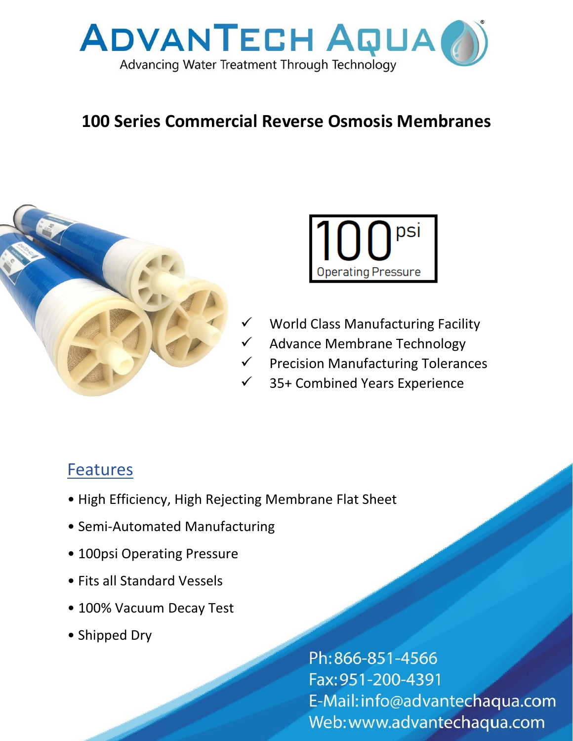# AdvanTech Aqua®

Advancing Water Treatment Through Technology

## 100 Series Commercial Reverse Osmosis Membranes

100 psi

Operating Pressure

- ✓ World Class Manufacturing Facility
- ✓ Advance Membrane Technology
- ✓ Precision Manufacturing Tolerances
- ✓ 35+ Combined Years Experience

## Features

- High Efficiency, High Rejecting Membrane Flat Sheet
- Semi-Automated Manufacturing
- 100psi Operating Pressure
- Fits all Standard Vessels
- 100% Vacuum Decay Test
- Shipped Dry

Ph: 866-851-4566
Fax: 951-200-4391
E-Mail: info@advantechaqua.com
Web: www.advantechaqua.com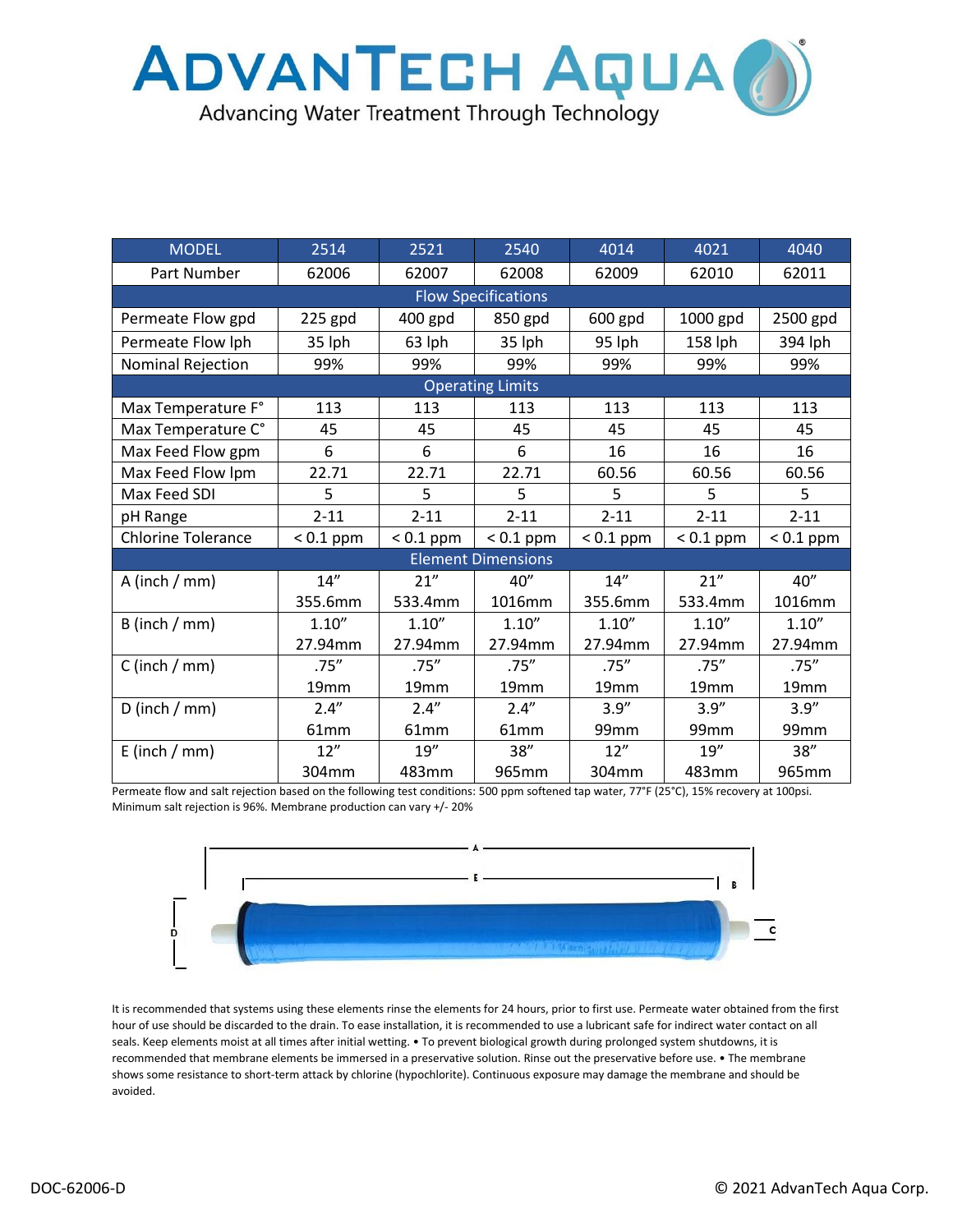# ADVANTECH AQUA

Advancing Water Treatment Through Technology

| MODEL | 2514 | 2521 | 2540 | 4014 | 4021 | 4040 |
|---|---|---|---|---|---|---|
| Part Number | 62006 | 62007 | 62008 | 62009 | 62010 | 62011 |
| **Flow Specifications** | | | | | | |
| Permeate Flow gpd | 225 gpd | 400 gpd | 850 gpd | 600 gpd | 1000 gpd | 2500 gpd |
| Permeate Flow lph | 35 lph | 63 lph | 35 lph | 95 lph | 158 lph | 394 lph |
| Nominal Rejection | 99% | 99% | 99% | 99% | 99% | 99% |
| **Operating Limits** | | | | | | |
| Max Temperature F° | 113 | 113 | 113 | 113 | 113 | 113 |
| Max Temperature C° | 45 | 45 | 45 | 45 | 45 | 45 |
| Max Feed Flow gpm | 6 | 6 | 6 | 16 | 16 | 16 |
| Max Feed Flow lpm | 22.71 | 22.71 | 22.71 | 60.56 | 60.56 | 60.56 |
| Max Feed SDI | 5 | 5 | 5 | 5 | 5 | 5 |
| pH Range | 2-11 | 2-11 | 2-11 | 2-11 | 2-11 | 2-11 |
| Chlorine Tolerance | < 0.1 ppm | < 0.1 ppm | < 0.1 ppm | < 0.1 ppm | < 0.1 ppm | < 0.1 ppm |
| **Element Dimensions** | | | | | | |
| A (inch / mm) | 14″ 355.6mm | 21″ 533.4mm | 40″ 1016mm | 14″ 355.6mm | 21″ 533.4mm | 40″ 1016mm |
| B (inch / mm) | 1.10″ 27.94mm | 1.10″ 27.94mm | 1.10″ 27.94mm | 1.10″ 27.94mm | 1.10″ 27.94mm | 1.10″ 27.94mm |
| C (inch / mm) | .75″ 19mm | .75″ 19mm | .75″ 19mm | .75″ 19mm | .75″ 19mm | .75″ 19mm |
| D (inch / mm) | 2.4″ 61mm | 2.4″ 61mm | 2.4″ 61mm | 3.9″ 99mm | 3.9″ 99mm | 3.9″ 99mm |
| E (inch / mm) | 12″ 304mm | 19″ 483mm | 38″ 965mm | 12″ 304mm | 19″ 483mm | 38″ 965mm |

Permeate flow and salt rejection based on the following test conditions: 500 ppm softened tap water, 77°F (25°C), 15% recovery at 100psi. Minimum salt rejection is 96%. Membrane production can vary +/- 20%

A

E

B

D

C

It is recommended that systems using these elements rinse the elements for 24 hours, prior to first use. Permeate water obtained from the first hour of use should be discarded to the drain. To ease installation, it is recommended to use a lubricant safe for indirect water contact on all seals. Keep elements moist at all times after initial wetting. • To prevent biological growth during prolonged system shutdowns, it is recommended that membrane elements be immersed in a preservative solution. Rinse out the preservative before use. • The membrane shows some resistance to short-term attack by chlorine (hypochlorite). Continuous exposure may damage the membrane and should be avoided.

DOC-62006-D

© 2021 AdvanTech Aqua Corp.